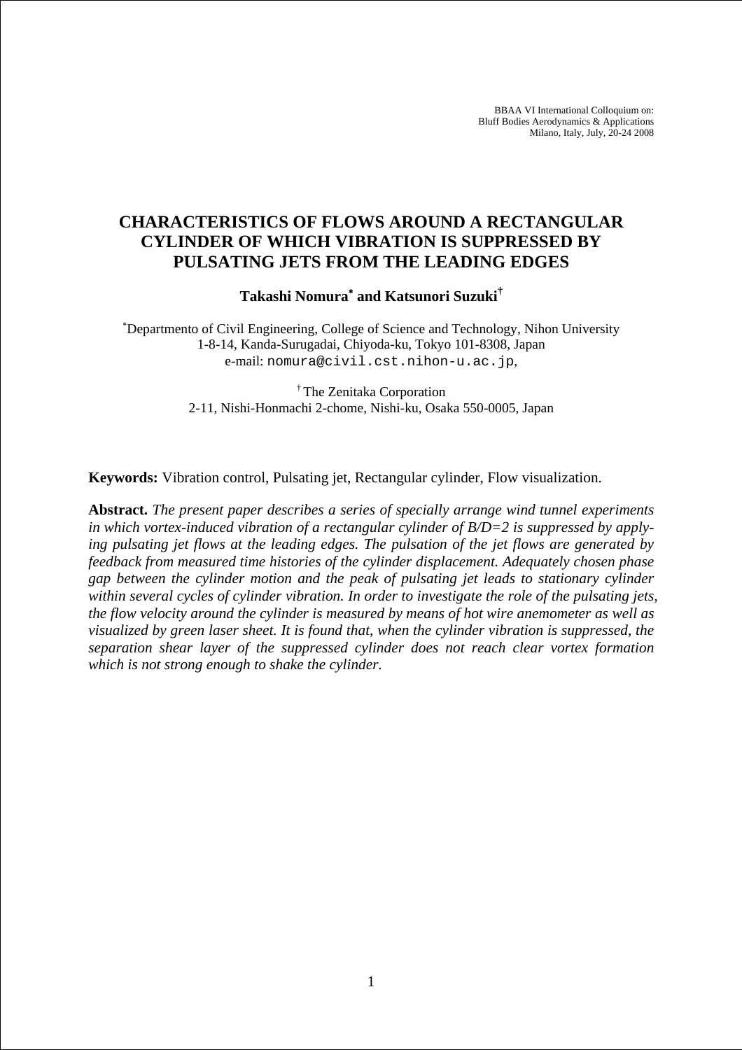BBAA VI International Colloquium on:
Bluff Bodies Aerodynamics & Applications
Milano, Italy, July, 20-24 2008

# CHARACTERISTICS OF FLOWS AROUND A RECTANGULAR CYLINDER OF WHICH VIBRATION IS SUPPRESSED BY PULSATING JETS FROM THE LEADING EDGES

**Takashi Nomura*** **and Katsunori Suzuki**†

*Departmento of Civil Engineering, College of Science and Technology, Nihon University
1-8-14, Kanda-Surugadai, Chiyoda-ku, Tokyo 101-8308, Japan
e-mail: nomura@civil.cst.nihon-u.ac.jp,

† The Zenitaka Corporation
2-11, Nishi-Honmachi 2-chome, Nishi-ku, Osaka 550-0005, Japan

**Keywords:** Vibration control, Pulsating jet, Rectangular cylinder, Flow visualization.

**Abstract.** *The present paper describes a series of specially arrange wind tunnel experiments in which vortex-induced vibration of a rectangular cylinder of B/D=2 is suppressed by applying pulsating jet flows at the leading edges. The pulsation of the jet flows are generated by feedback from measured time histories of the cylinder displacement. Adequately chosen phase gap between the cylinder motion and the peak of pulsating jet leads to stationary cylinder within several cycles of cylinder vibration. In order to investigate the role of the pulsating jets, the flow velocity around the cylinder is measured by means of hot wire anemometer as well as visualized by green laser sheet. It is found that, when the cylinder vibration is suppressed, the separation shear layer of the suppressed cylinder does not reach clear vortex formation which is not strong enough to shake the cylinder.*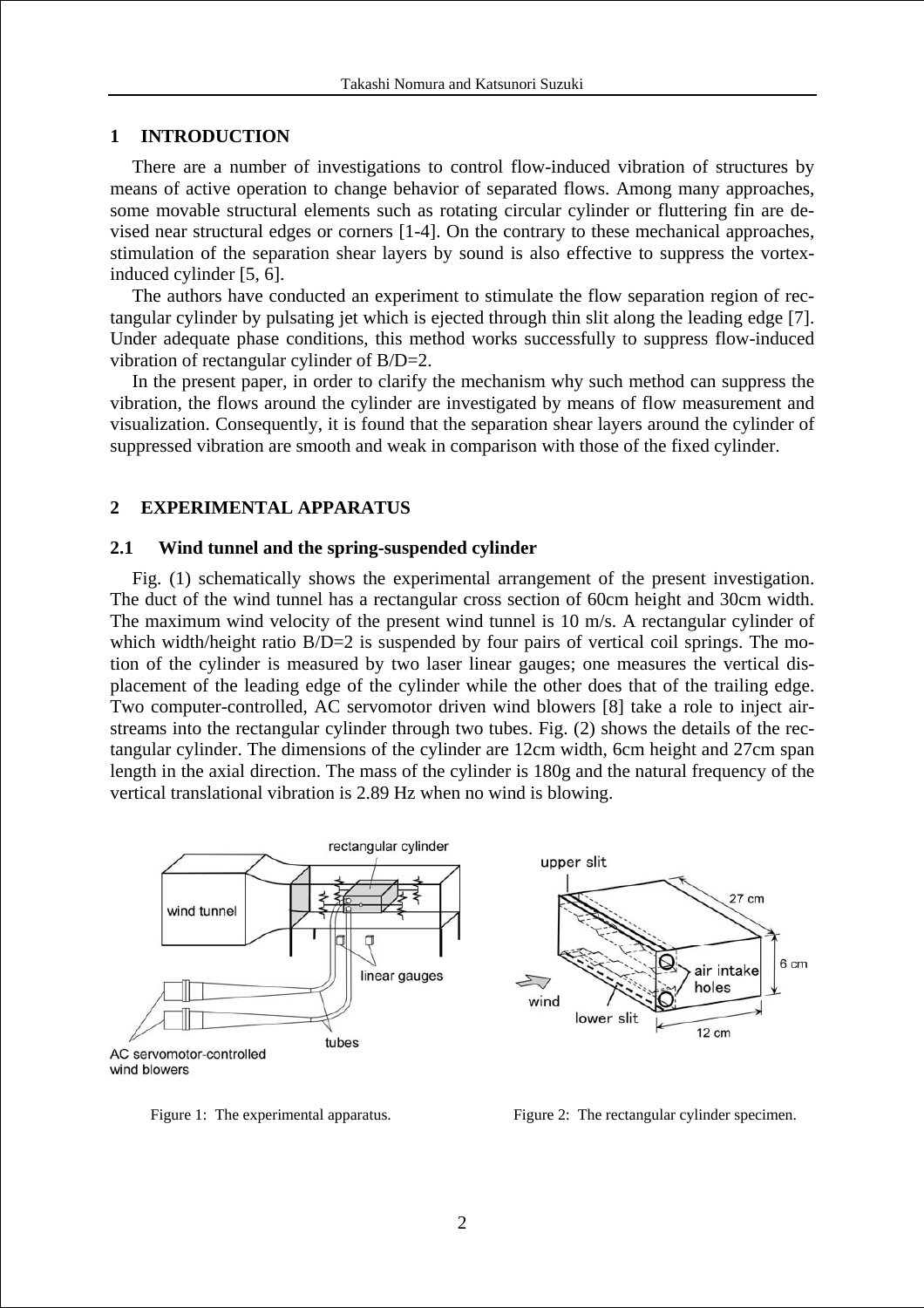## 1 INTRODUCTION

There are a number of investigations to control flow-induced vibration of structures by means of active operation to change behavior of separated flows. Among many approaches, some movable structural elements such as rotating circular cylinder or fluttering fin are devised near structural edges or corners [1-4]. On the contrary to these mechanical approaches, stimulation of the separation shear layers by sound is also effective to suppress the vortex-induced cylinder [5, 6].

The authors have conducted an experiment to stimulate the flow separation region of rectangular cylinder by pulsating jet which is ejected through thin slit along the leading edge [7]. Under adequate phase conditions, this method works successfully to suppress flow-induced vibration of rectangular cylinder of B/D=2.

In the present paper, in order to clarify the mechanism why such method can suppress the vibration, the flows around the cylinder are investigated by means of flow measurement and visualization. Consequently, it is found that the separation shear layers around the cylinder of suppressed vibration are smooth and weak in comparison with those of the fixed cylinder.

## 2 EXPERIMENTAL APPARATUS

### 2.1 Wind tunnel and the spring-suspended cylinder

Fig. (1) schematically shows the experimental arrangement of the present investigation. The duct of the wind tunnel has a rectangular cross section of 60cm height and 30cm width. The maximum wind velocity of the present wind tunnel is 10 m/s. A rectangular cylinder of which width/height ratio B/D=2 is suspended by four pairs of vertical coil springs. The motion of the cylinder is measured by two laser linear gauges; one measures the vertical displacement of the leading edge of the cylinder while the other does that of the trailing edge. Two computer-controlled, AC servomotor driven wind blowers [8] take a role to inject airstreams into the rectangular cylinder through two tubes. Fig. (2) shows the details of the rectangular cylinder. The dimensions of the cylinder are 12cm width, 6cm height and 27cm span length in the axial direction. The mass of the cylinder is 180g and the natural frequency of the vertical translational vibration is 2.89 Hz when no wind is blowing.

Figure 1: The experimental apparatus.

Figure 2: The rectangular cylinder specimen.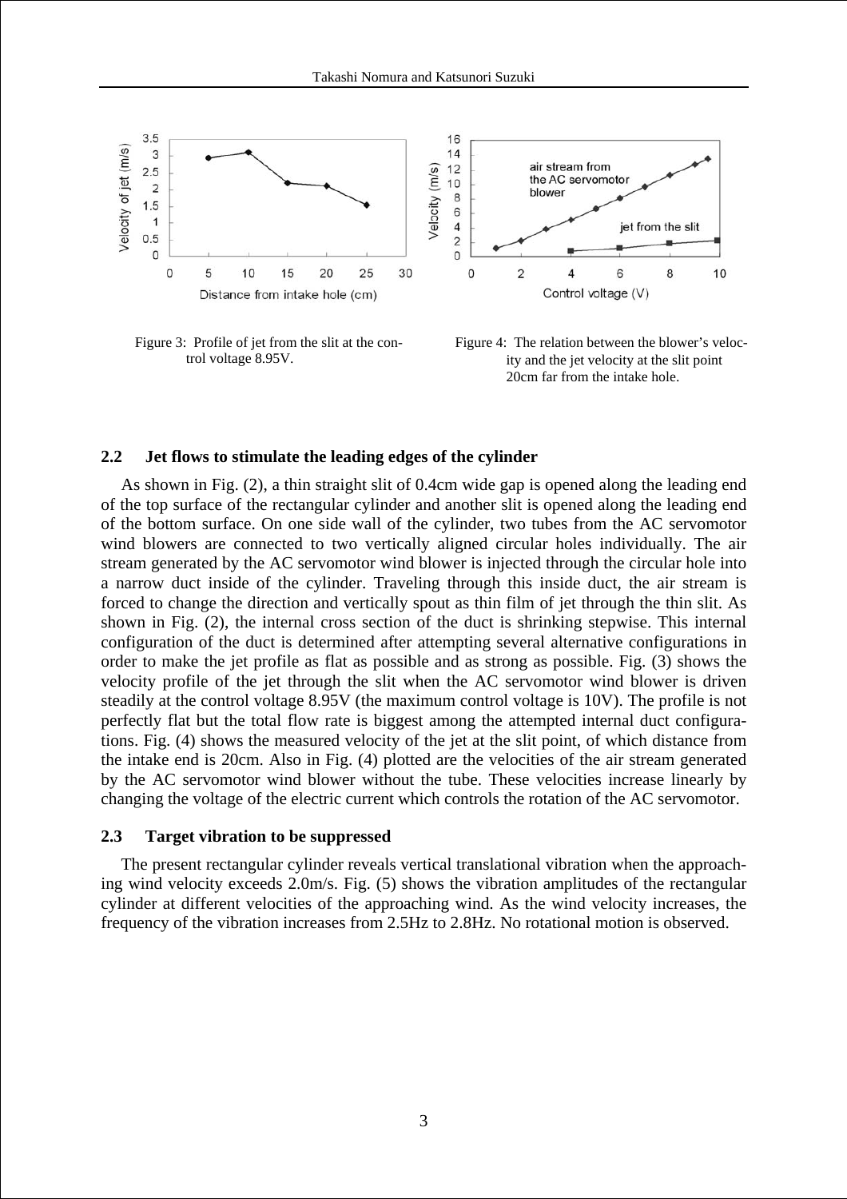Figure 3: Profile of jet from the slit at the control voltage 8.95V.

Figure 4: The relation between the blower's velocity and the jet velocity at the slit point 20cm far from the intake hole.

### 2.2 Jet flows to stimulate the leading edges of the cylinder

As shown in Fig. (2), a thin straight slit of 0.4cm wide gap is opened along the leading end of the top surface of the rectangular cylinder and another slit is opened along the leading end of the bottom surface. On one side wall of the cylinder, two tubes from the AC servomotor wind blowers are connected to two vertically aligned circular holes individually. The air stream generated by the AC servomotor wind blower is injected through the circular hole into a narrow duct inside of the cylinder. Traveling through this inside duct, the air stream is forced to change the direction and vertically spout as thin film of jet through the thin slit. As shown in Fig. (2), the internal cross section of the duct is shrinking stepwise. This internal configuration of the duct is determined after attempting several alternative configurations in order to make the jet profile as flat as possible and as strong as possible. Fig. (3) shows the velocity profile of the jet through the slit when the AC servomotor wind blower is driven steadily at the control voltage 8.95V (the maximum control voltage is 10V). The profile is not perfectly flat but the total flow rate is biggest among the attempted internal duct configurations. Fig. (4) shows the measured velocity of the jet at the slit point, of which distance from the intake end is 20cm. Also in Fig. (4) plotted are the velocities of the air stream generated by the AC servomotor wind blower without the tube. These velocities increase linearly by changing the voltage of the electric current which controls the rotation of the AC servomotor.

### 2.3 Target vibration to be suppressed

The present rectangular cylinder reveals vertical translational vibration when the approaching wind velocity exceeds 2.0m/s. Fig. (5) shows the vibration amplitudes of the rectangular cylinder at different velocities of the approaching wind. As the wind velocity increases, the frequency of the vibration increases from 2.5Hz to 2.8Hz. No rotational motion is observed.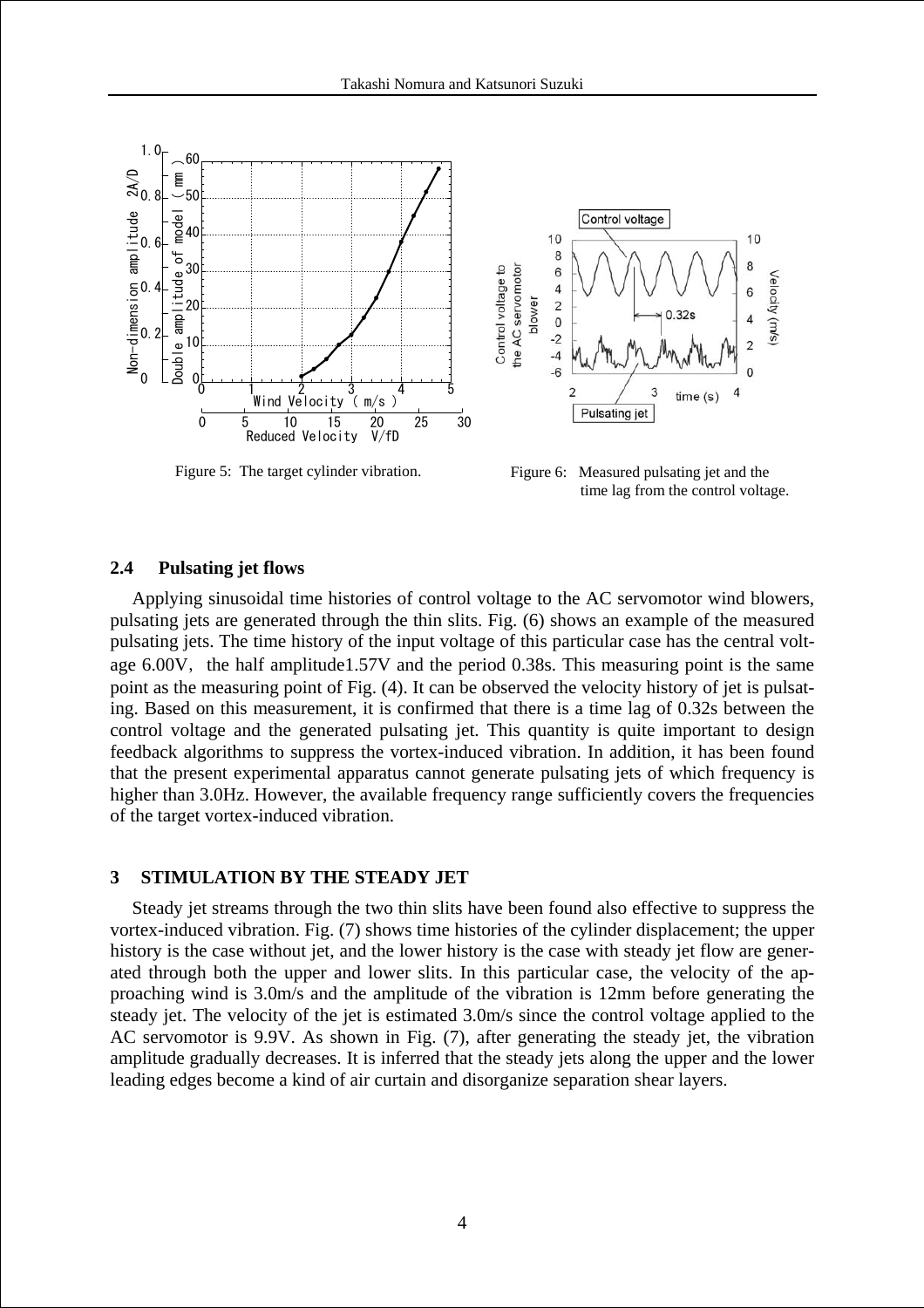Figure 5: The target cylinder vibration.

Figure 6: Measured pulsating jet and the time lag from the control voltage.

### 2.4 Pulsating jet flows

Applying sinusoidal time histories of control voltage to the AC servomotor wind blowers, pulsating jets are generated through the thin slits. Fig. (6) shows an example of the measured pulsating jets. The time history of the input voltage of this particular case has the central voltage 6.00V, the half amplitude1.57V and the period 0.38s. This measuring point is the same point as the measuring point of Fig. (4). It can be observed the velocity history of jet is pulsating. Based on this measurement, it is confirmed that there is a time lag of 0.32s between the control voltage and the generated pulsating jet. This quantity is quite important to design feedback algorithms to suppress the vortex-induced vibration. In addition, it has been found that the present experimental apparatus cannot generate pulsating jets of which frequency is higher than 3.0Hz. However, the available frequency range sufficiently covers the frequencies of the target vortex-induced vibration.

## 3 STIMULATION BY THE STEADY JET

Steady jet streams through the two thin slits have been found also effective to suppress the vortex-induced vibration. Fig. (7) shows time histories of the cylinder displacement; the upper history is the case without jet, and the lower history is the case with steady jet flow are generated through both the upper and lower slits. In this particular case, the velocity of the approaching wind is 3.0m/s and the amplitude of the vibration is 12mm before generating the steady jet. The velocity of the jet is estimated 3.0m/s since the control voltage applied to the AC servomotor is 9.9V. As shown in Fig. (7), after generating the steady jet, the vibration amplitude gradually decreases. It is inferred that the steady jets along the upper and the lower leading edges become a kind of air curtain and disorganize separation shear layers.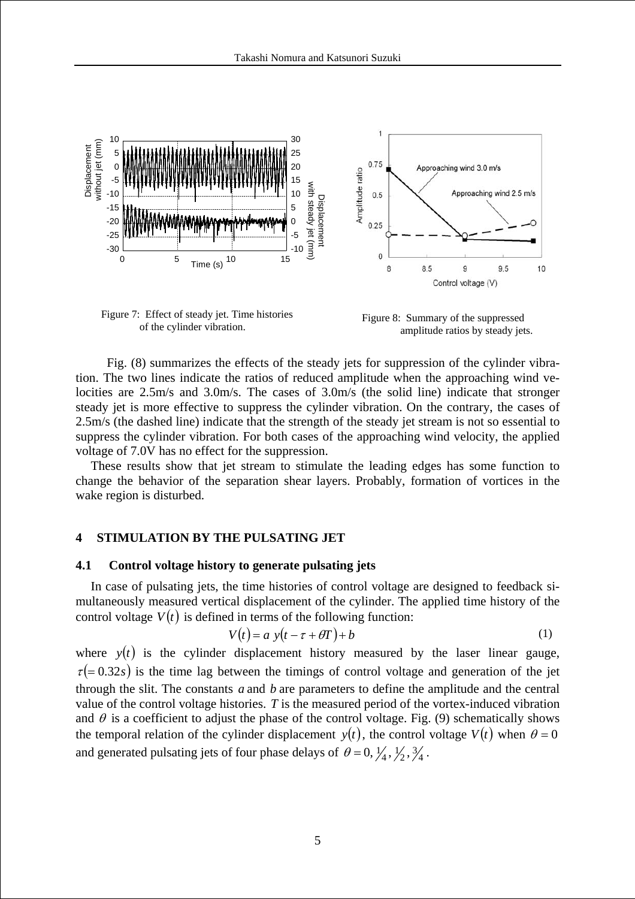Figure 7: Effect of steady jet. Time histories of the cylinder vibration.

Figure 8: Summary of the suppressed amplitude ratios by steady jets.

Fig. (8) summarizes the effects of the steady jets for suppression of the cylinder vibration. The two lines indicate the ratios of reduced amplitude when the approaching wind velocities are 2.5m/s and 3.0m/s. The cases of 3.0m/s (the solid line) indicate that stronger steady jet is more effective to suppress the cylinder vibration. On the contrary, the cases of 2.5m/s (the dashed line) indicate that the strength of the steady jet stream is not so essential to suppress the cylinder vibration. For both cases of the approaching wind velocity, the applied voltage of 7.0V has no effect for the suppression.

These results show that jet stream to stimulate the leading edges has some function to change the behavior of the separation shear layers. Probably, formation of vortices in the wake region is disturbed.

## 4 STIMULATION BY THE PULSATING JET

### 4.1 Control voltage history to generate pulsating jets

In case of pulsating jets, the time histories of control voltage are designed to feedback simultaneously measured vertical displacement of the cylinder. The applied time history of the control voltage $V(t)$ is defined in terms of the following function:

$$V(t) = a\ y(t - \tau + \theta T) + b \tag{1}$$

where $y(t)$ is the cylinder displacement history measured by the laser linear gauge, $\tau(= 0.32s)$ is the time lag between the timings of control voltage and generation of the jet through the slit. The constants $a$ and $b$ are parameters to define the amplitude and the central value of the control voltage histories. $T$ is the measured period of the vortex-induced vibration and $\theta$ is a coefficient to adjust the phase of the control voltage. Fig. (9) schematically shows the temporal relation of the cylinder displacement $y(t)$, the control voltage $V(t)$ when $\theta = 0$ and generated pulsating jets of four phase delays of $\theta = 0, \frac{1}{4}, \frac{1}{2}, \frac{3}{4}$.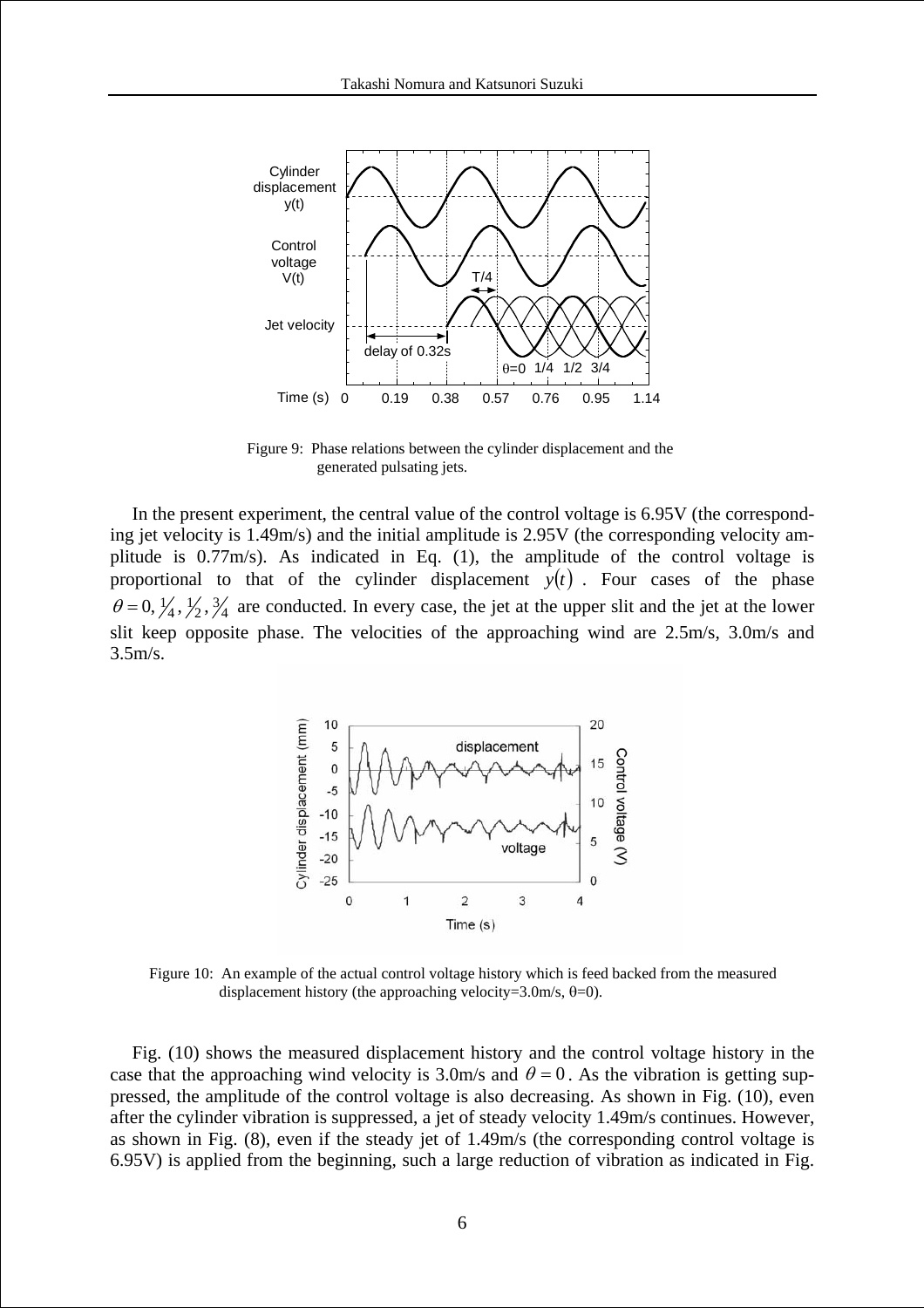Figure 9: Phase relations between the cylinder displacement and the generated pulsating jets.

In the present experiment, the central value of the control voltage is 6.95V (the corresponding jet velocity is 1.49m/s) and the initial amplitude is 2.95V (the corresponding velocity amplitude is 0.77m/s). As indicated in Eq. (1), the amplitude of the control voltage is proportional to that of the cylinder displacement $y(t)$. Four cases of the phase $\theta = 0, \frac{1}{4}, \frac{1}{2}, \frac{3}{4}$ are conducted. In every case, the jet at the upper slit and the jet at the lower slit keep opposite phase. The velocities of the approaching wind are 2.5m/s, 3.0m/s and 3.5m/s.

Figure 10: An example of the actual control voltage history which is feed backed from the measured displacement history (the approaching velocity=3.0m/s, θ=0).

Fig. (10) shows the measured displacement history and the control voltage history in the case that the approaching wind velocity is 3.0m/s and $\theta = 0$. As the vibration is getting suppressed, the amplitude of the control voltage is also decreasing. As shown in Fig. (10), even after the cylinder vibration is suppressed, a jet of steady velocity 1.49m/s continues. However, as shown in Fig. (8), even if the steady jet of 1.49m/s (the corresponding control voltage is 6.95V) is applied from the beginning, such a large reduction of vibration as indicated in Fig.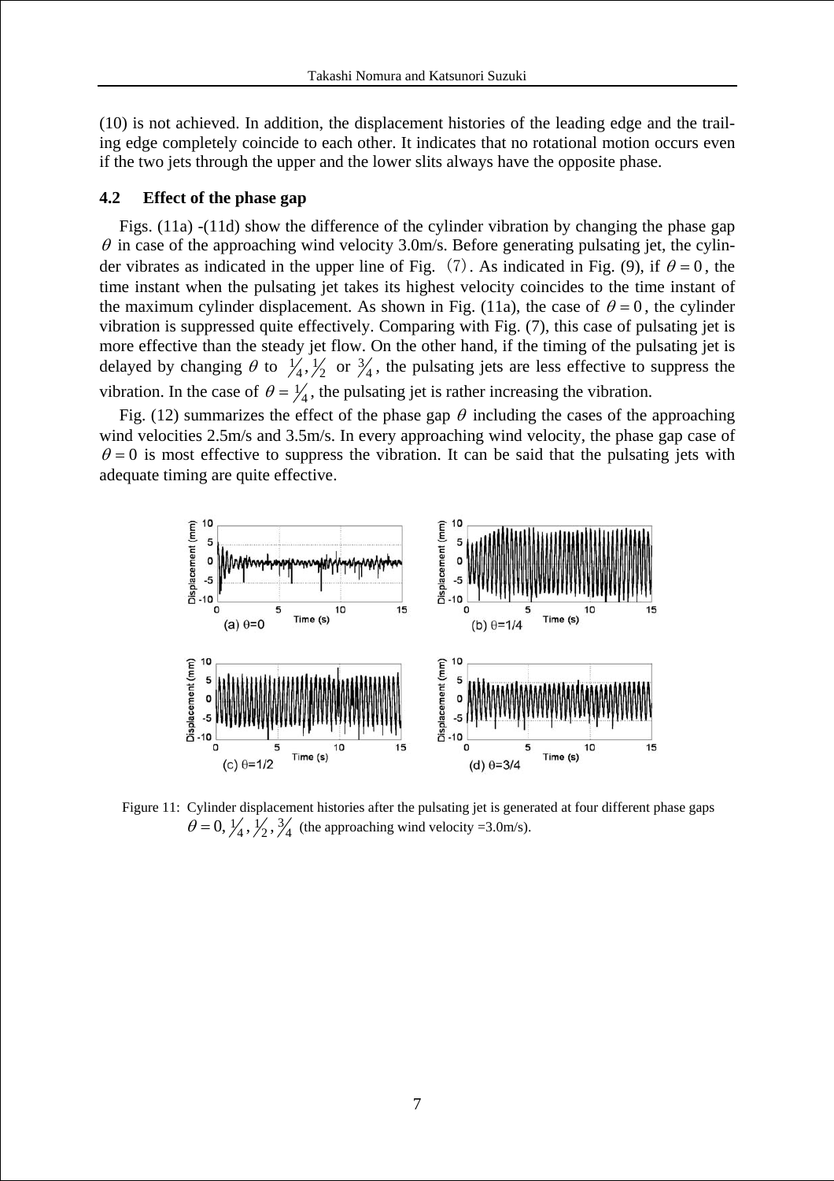(10) is not achieved. In addition, the displacement histories of the leading edge and the trailing edge completely coincide to each other. It indicates that no rotational motion occurs even if the two jets through the upper and the lower slits always have the opposite phase.

### 4.2 Effect of the phase gap

Figs. (11a) -(11d) show the difference of the cylinder vibration by changing the phase gap $\theta$ in case of the approaching wind velocity 3.0m/s. Before generating pulsating jet, the cylinder vibrates as indicated in the upper line of Fig. (7). As indicated in Fig. (9), if $\theta = 0$, the time instant when the pulsating jet takes its highest velocity coincides to the time instant of the maximum cylinder displacement. As shown in Fig. (11a), the case of $\theta = 0$, the cylinder vibration is suppressed quite effectively. Comparing with Fig. (7), this case of pulsating jet is more effective than the steady jet flow. On the other hand, if the timing of the pulsating jet is delayed by changing $\theta$ to $\frac{1}{4}, \frac{1}{2}$ or $\frac{3}{4}$, the pulsating jets are less effective to suppress the vibration. In the case of $\theta = \frac{1}{4}$, the pulsating jet is rather increasing the vibration.

Fig. (12) summarizes the effect of the phase gap $\theta$ including the cases of the approaching wind velocities 2.5m/s and 3.5m/s. In every approaching wind velocity, the phase gap case of $\theta = 0$ is most effective to suppress the vibration. It can be said that the pulsating jets with adequate timing are quite effective.

Figure 11: Cylinder displacement histories after the pulsating jet is generated at four different phase gaps $\theta = 0, \frac{1}{4}, \frac{1}{2}, \frac{3}{4}$ (the approaching wind velocity =3.0m/s).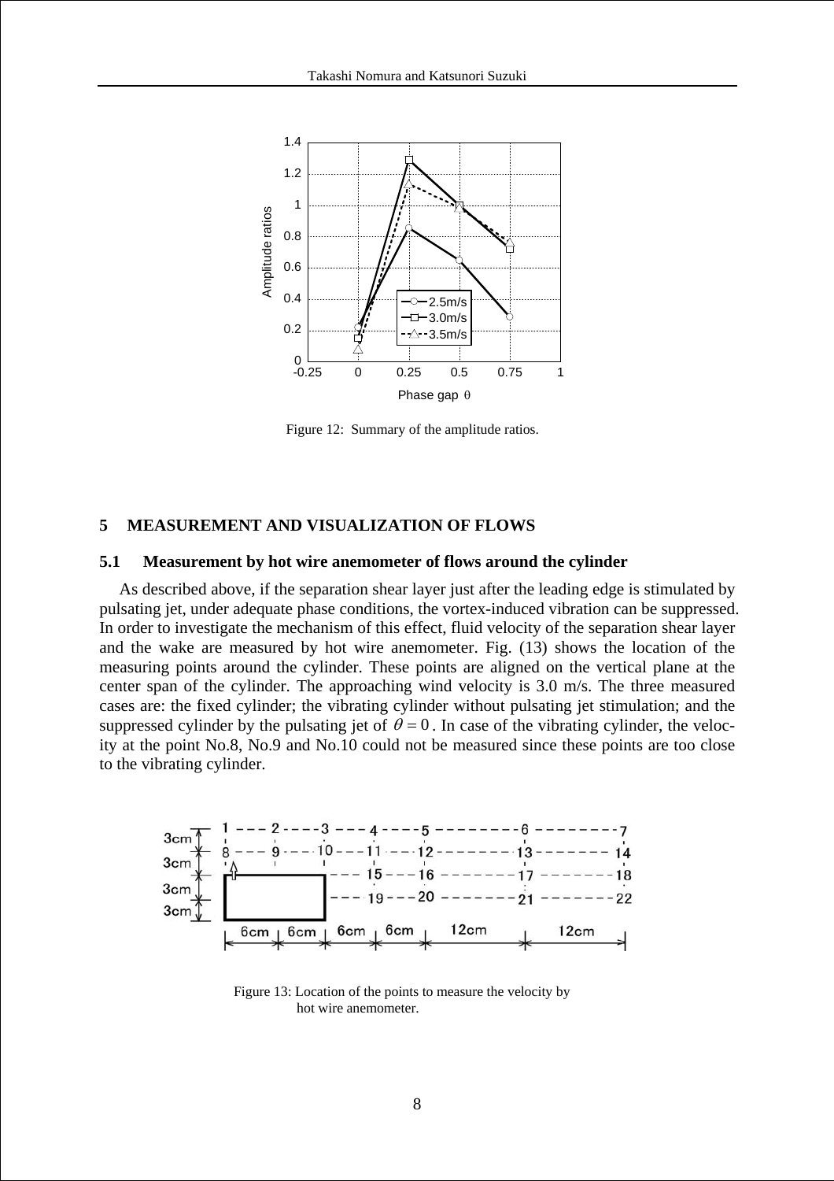Figure 12: Summary of the amplitude ratios.

## 5 MEASUREMENT AND VISUALIZATION OF FLOWS

### 5.1 Measurement by hot wire anemometer of flows around the cylinder

As described above, if the separation shear layer just after the leading edge is stimulated by pulsating jet, under adequate phase conditions, the vortex-induced vibration can be suppressed. In order to investigate the mechanism of this effect, fluid velocity of the separation shear layer and the wake are measured by hot wire anemometer. Fig. (13) shows the location of the measuring points around the cylinder. These points are aligned on the vertical plane at the center span of the cylinder. The approaching wind velocity is 3.0 m/s. The three measured cases are: the fixed cylinder; the vibrating cylinder without pulsating jet stimulation; and the suppressed cylinder by the pulsating jet of $\theta = 0$. In case of the vibrating cylinder, the velocity at the point No.8, No.9 and No.10 could not be measured since these points are too close to the vibrating cylinder.

Figure 13: Location of the points to measure the velocity by hot wire anemometer.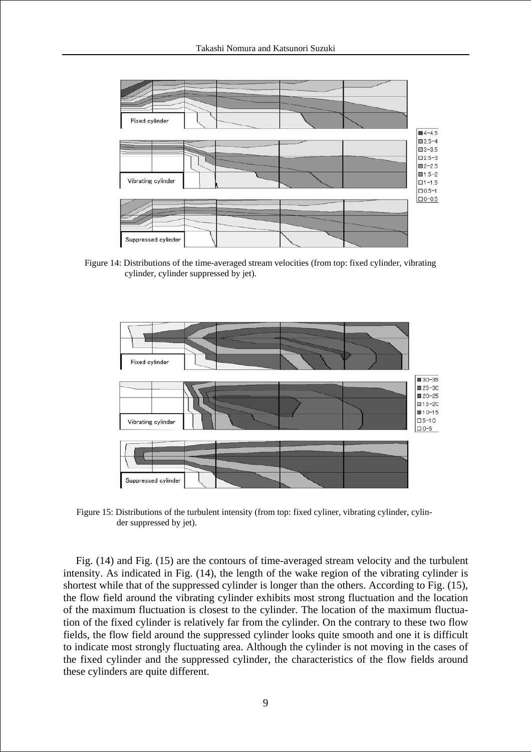Figure 14: Distributions of the time-averaged stream velocities (from top: fixed cylinder, vibrating cylinder, cylinder suppressed by jet).

Figure 15: Distributions of the turbulent intensity (from top: fixed cyliner, vibrating cylinder, cylinder suppressed by jet).

Fig. (14) and Fig. (15) are the contours of time-averaged stream velocity and the turbulent intensity. As indicated in Fig. (14), the length of the wake region of the vibrating cylinder is shortest while that of the suppressed cylinder is longer than the others. According to Fig. (15), the flow field around the vibrating cylinder exhibits most strong fluctuation and the location of the maximum fluctuation is closest to the cylinder. The location of the maximum fluctuation of the fixed cylinder is relatively far from the cylinder. On the contrary to these two flow fields, the flow field around the suppressed cylinder looks quite smooth and one it is difficult to indicate most strongly fluctuating area. Although the cylinder is not moving in the cases of the fixed cylinder and the suppressed cylinder, the characteristics of the flow fields around these cylinders are quite different.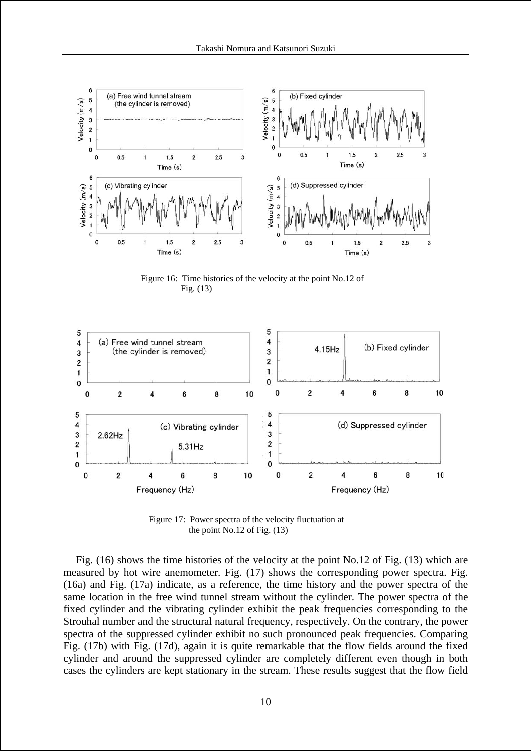Figure 16: Time histories of the velocity at the point No.12 of Fig. (13)

Figure 17: Power spectra of the velocity fluctuation at the point No.12 of Fig. (13)

Fig. (16) shows the time histories of the velocity at the point No.12 of Fig. (13) which are measured by hot wire anemometer. Fig. (17) shows the corresponding power spectra. Fig. (16a) and Fig. (17a) indicate, as a reference, the time history and the power spectra of the same location in the free wind tunnel stream without the cylinder. The power spectra of the fixed cylinder and the vibrating cylinder exhibit the peak frequencies corresponding to the Strouhal number and the structural natural frequency, respectively. On the contrary, the power spectra of the suppressed cylinder exhibit no such pronounced peak frequencies. Comparing Fig. (17b) with Fig. (17d), again it is quite remarkable that the flow fields around the fixed cylinder and around the suppressed cylinder are completely different even though in both cases the cylinders are kept stationary in the stream. These results suggest that the flow field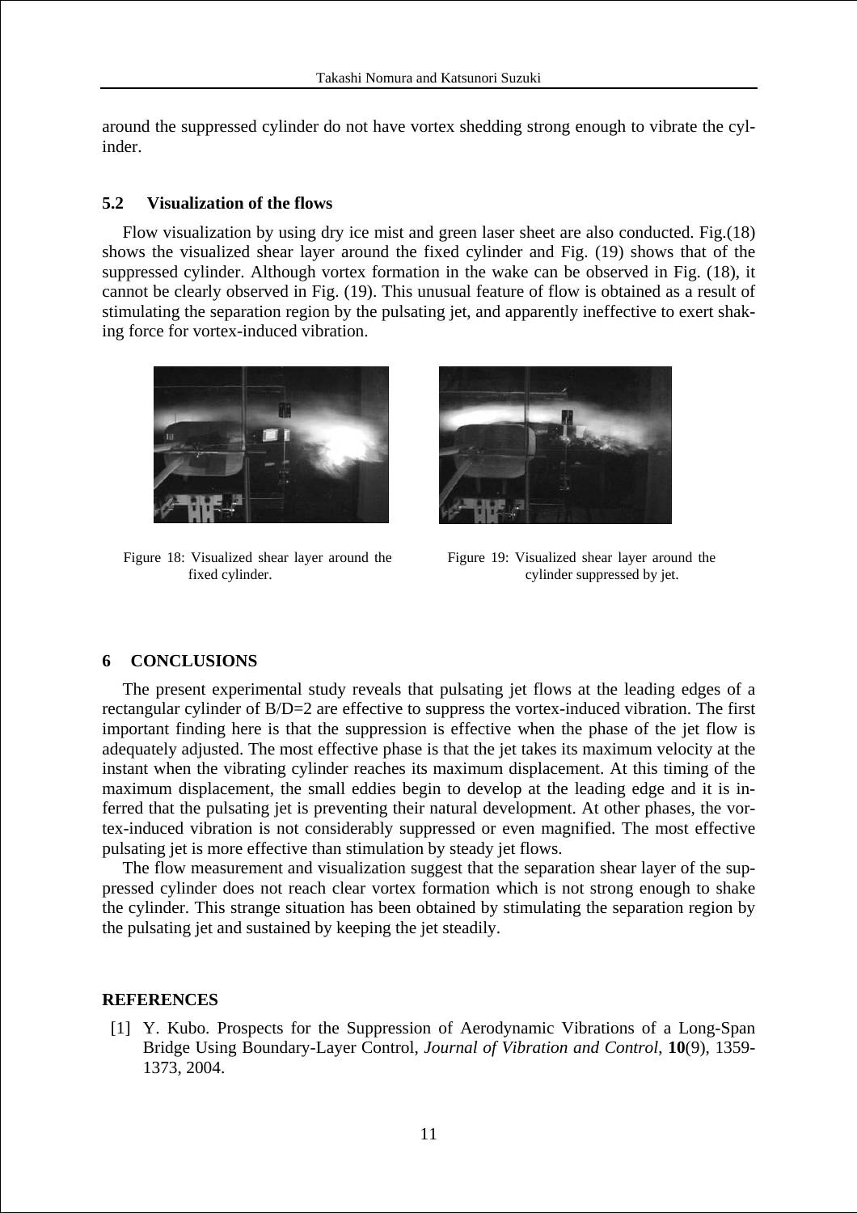around the suppressed cylinder do not have vortex shedding strong enough to vibrate the cylinder.

### 5.2 Visualization of the flows

Flow visualization by using dry ice mist and green laser sheet are also conducted. Fig.(18) shows the visualized shear layer around the fixed cylinder and Fig. (19) shows that of the suppressed cylinder. Although vortex formation in the wake can be observed in Fig. (18), it cannot be clearly observed in Fig. (19). This unusual feature of flow is obtained as a result of stimulating the separation region by the pulsating jet, and apparently ineffective to exert shaking force for vortex-induced vibration.

Figure 18: Visualized shear layer around the fixed cylinder.

Figure 19: Visualized shear layer around the cylinder suppressed by jet.

## 6 CONCLUSIONS

The present experimental study reveals that pulsating jet flows at the leading edges of a rectangular cylinder of B/D=2 are effective to suppress the vortex-induced vibration. The first important finding here is that the suppression is effective when the phase of the jet flow is adequately adjusted. The most effective phase is that the jet takes its maximum velocity at the instant when the vibrating cylinder reaches its maximum displacement. At this timing of the maximum displacement, the small eddies begin to develop at the leading edge and it is inferred that the pulsating jet is preventing their natural development. At other phases, the vortex-induced vibration is not considerably suppressed or even magnified. The most effective pulsating jet is more effective than stimulation by steady jet flows.

The flow measurement and visualization suggest that the separation shear layer of the suppressed cylinder does not reach clear vortex formation which is not strong enough to shake the cylinder. This strange situation has been obtained by stimulating the separation region by the pulsating jet and sustained by keeping the jet steadily.

## REFERENCES

[1] Y. Kubo. Prospects for the Suppression of Aerodynamic Vibrations of a Long-Span Bridge Using Boundary-Layer Control, *Journal of Vibration and Control*, **10**(9), 1359-1373, 2004.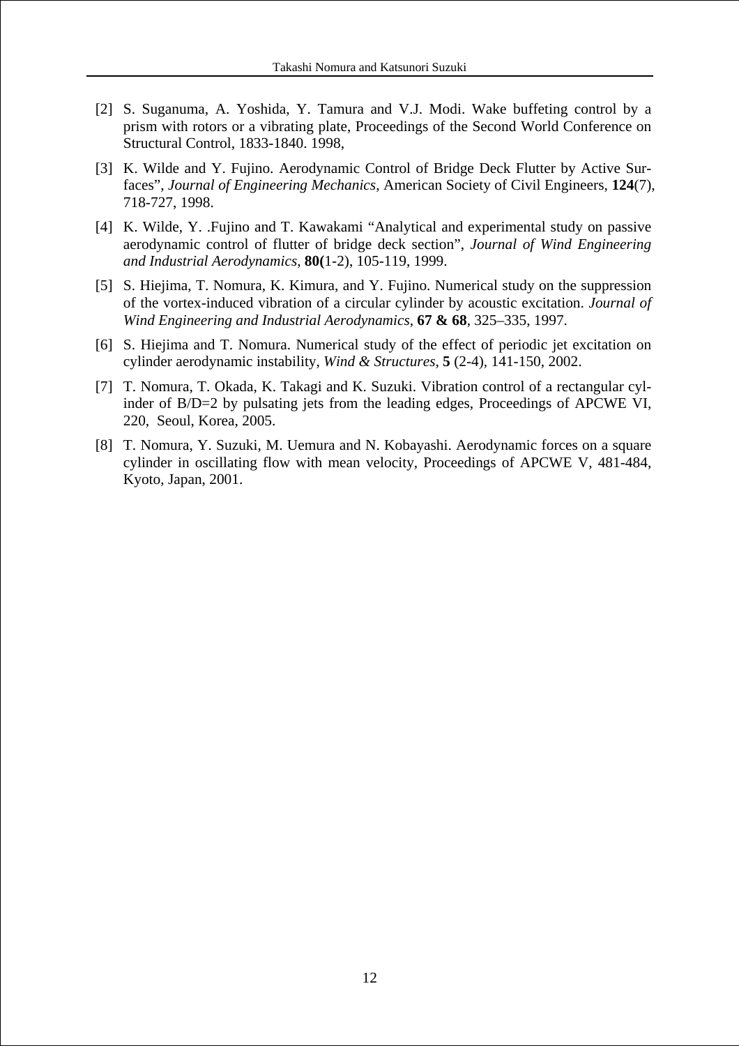[2] S. Suganuma, A. Yoshida, Y. Tamura and V.J. Modi. Wake buffeting control by a prism with rotors or a vibrating plate, Proceedings of the Second World Conference on Structural Control, 1833-1840. 1998,

[3] K. Wilde and Y. Fujino. Aerodynamic Control of Bridge Deck Flutter by Active Surfaces", *Journal of Engineering Mechanics*, American Society of Civil Engineers, **124**(7), 718-727, 1998.

[4] K. Wilde, Y. .Fujino and T. Kawakami "Analytical and experimental study on passive aerodynamic control of flutter of bridge deck section", *Journal of Wind Engineering and Industrial Aerodynamics*, **80(**1-2), 105-119, 1999.

[5] S. Hiejima, T. Nomura, K. Kimura, and Y. Fujino. Numerical study on the suppression of the vortex-induced vibration of a circular cylinder by acoustic excitation. *Journal of Wind Engineering and Industrial Aerodynamics*, **67 & 68**, 325–335, 1997.

[6] S. Hiejima and T. Nomura. Numerical study of the effect of periodic jet excitation on cylinder aerodynamic instability, *Wind & Structures*, **5** (2-4), 141-150, 2002.

[7] T. Nomura, T. Okada, K. Takagi and K. Suzuki. Vibration control of a rectangular cylinder of B/D=2 by pulsating jets from the leading edges, Proceedings of APCWE VI, 220, Seoul, Korea, 2005.

[8] T. Nomura, Y. Suzuki, M. Uemura and N. Kobayashi. Aerodynamic forces on a square cylinder in oscillating flow with mean velocity, Proceedings of APCWE V, 481-484, Kyoto, Japan, 2001.